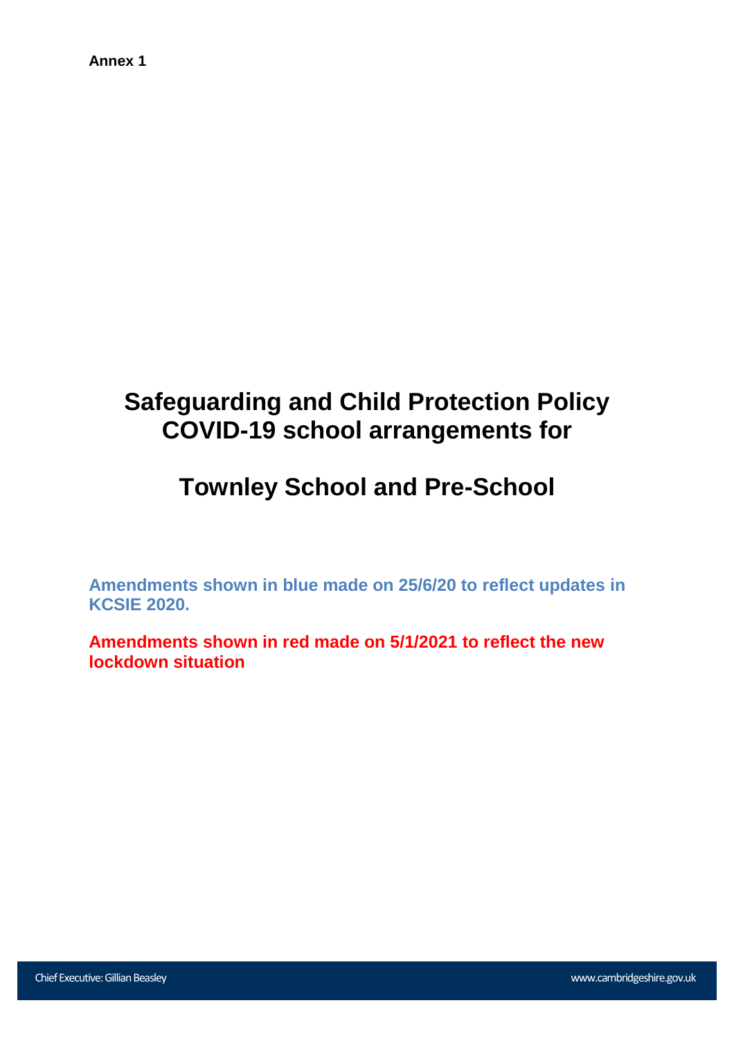**Annex 1**

# Safeguarding and Child Protection Policy COVID-19 school arrangements for

# Townley School and Pre-School

**Amendments shown in blue made on 25/6/20 to reflect updates in KCSIE 2020.**

**Amendments shown in red made on 5/1/2021 to reflect the new lockdown situation**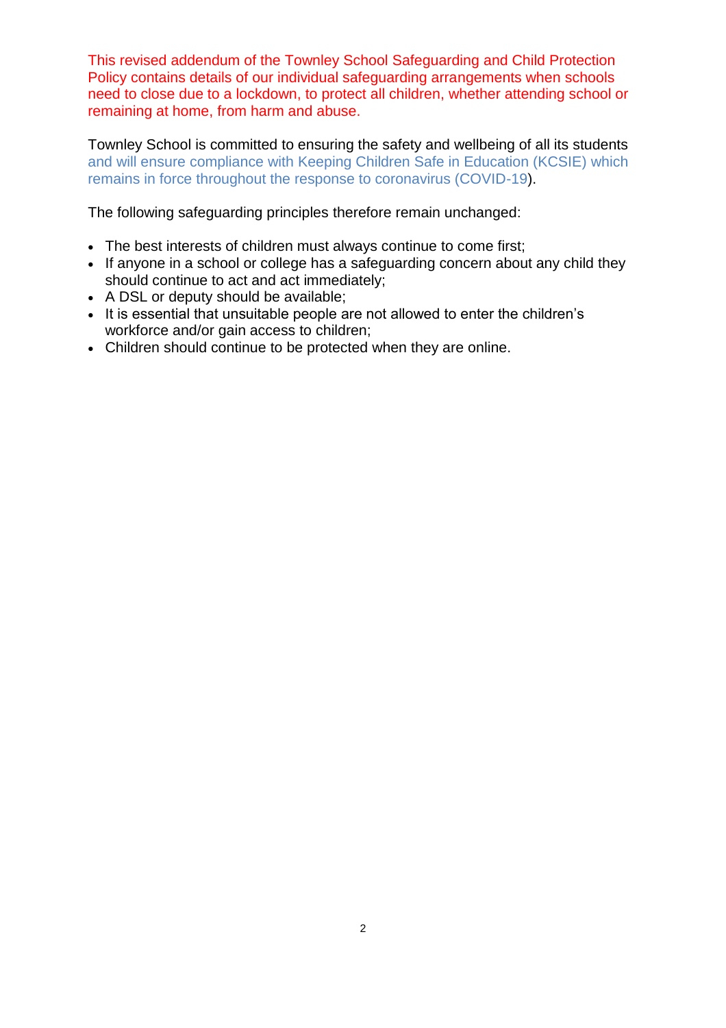This revised addendum of the Townley School Safeguarding and Child Protection Policy contains details of our individual safeguarding arrangements when schools need to close due to a lockdown, to protect all children, whether attending school or remaining at home, from harm and abuse.

Townley School is committed to ensuring the safety and wellbeing of all its students and will ensure compliance with Keeping Children Safe in Education (KCSIE) which remains in force throughout the response to coronavirus (COVID-19).

The following safeguarding principles therefore remain unchanged:

- The best interests of children must always continue to come first;
- If anyone in a school or college has a safeguarding concern about any child they should continue to act and act immediately;
- A DSL or deputy should be available;
- It is essential that unsuitable people are not allowed to enter the children's workforce and/or gain access to children;
- Children should continue to be protected when they are online.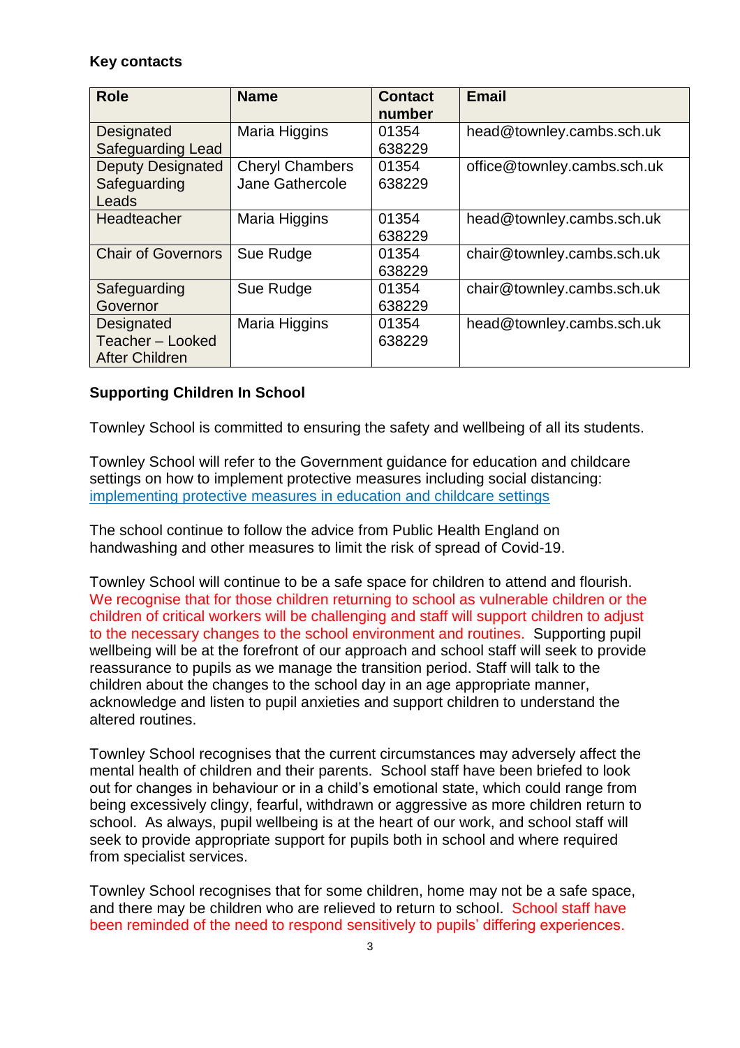**Key contacts**

| Role | Name | Contact number | Email |
|---|---|---|---|
| Designated Safeguarding Lead | Maria Higgins | 01354 638229 | head@townley.cambs.sch.uk |
| Deputy Designated Safeguarding Leads | Cheryl Chambers Jane Gathercole | 01354 638229 | office@townley.cambs.sch.uk |
| Headteacher | Maria Higgins | 01354 638229 | head@townley.cambs.sch.uk |
| Chair of Governors | Sue Rudge | 01354 638229 | chair@townley.cambs.sch.uk |
| Safeguarding Governor | Sue Rudge | 01354 638229 | chair@townley.cambs.sch.uk |
| Designated Teacher – Looked After Children | Maria Higgins | 01354 638229 | head@townley.cambs.sch.uk |

**Supporting Children In School**

Townley School is committed to ensuring the safety and wellbeing of all its students.

Townley School will refer to the Government guidance for education and childcare settings on how to implement protective measures including social distancing: [implementing protective measures in education and childcare settings]()

The school continue to follow the advice from Public Health England on handwashing and other measures to limit the risk of spread of Covid-19.

Townley School will continue to be a safe space for children to attend and flourish. We recognise that for those children returning to school as vulnerable children or the children of critical workers will be challenging and staff will support children to adjust to the necessary changes to the school environment and routines. Supporting pupil wellbeing will be at the forefront of our approach and school staff will seek to provide reassurance to pupils as we manage the transition period. Staff will talk to the children about the changes to the school day in an age appropriate manner, acknowledge and listen to pupil anxieties and support children to understand the altered routines.

Townley School recognises that the current circumstances may adversely affect the mental health of children and their parents. School staff have been briefed to look out for changes in behaviour or in a child's emotional state, which could range from being excessively clingy, fearful, withdrawn or aggressive as more children return to school. As always, pupil wellbeing is at the heart of our work, and school staff will seek to provide appropriate support for pupils both in school and where required from specialist services.

Townley School recognises that for some children, home may not be a safe space, and there may be children who are relieved to return to school. School staff have been reminded of the need to respond sensitively to pupils' differing experiences.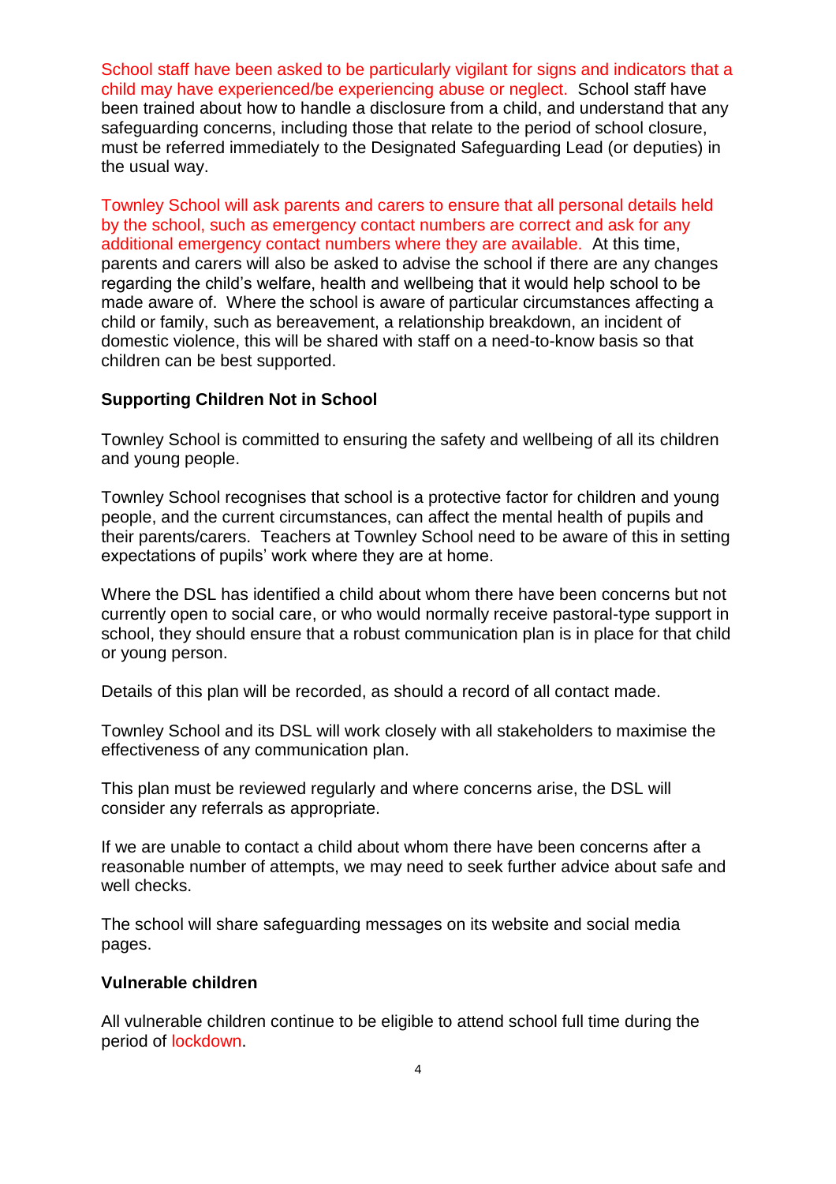School staff have been asked to be particularly vigilant for signs and indicators that a child may have experienced/be experiencing abuse or neglect. School staff have been trained about how to handle a disclosure from a child, and understand that any safeguarding concerns, including those that relate to the period of school closure, must be referred immediately to the Designated Safeguarding Lead (or deputies) in the usual way.

Townley School will ask parents and carers to ensure that all personal details held by the school, such as emergency contact numbers are correct and ask for any additional emergency contact numbers where they are available. At this time, parents and carers will also be asked to advise the school if there are any changes regarding the child's welfare, health and wellbeing that it would help school to be made aware of. Where the school is aware of particular circumstances affecting a child or family, such as bereavement, a relationship breakdown, an incident of domestic violence, this will be shared with staff on a need-to-know basis so that children can be best supported.

### Supporting Children Not in School

Townley School is committed to ensuring the safety and wellbeing of all its children and young people.

Townley School recognises that school is a protective factor for children and young people, and the current circumstances, can affect the mental health of pupils and their parents/carers. Teachers at Townley School need to be aware of this in setting expectations of pupils' work where they are at home.

Where the DSL has identified a child about whom there have been concerns but not currently open to social care, or who would normally receive pastoral-type support in school, they should ensure that a robust communication plan is in place for that child or young person.

Details of this plan will be recorded, as should a record of all contact made.

Townley School and its DSL will work closely with all stakeholders to maximise the effectiveness of any communication plan.

This plan must be reviewed regularly and where concerns arise, the DSL will consider any referrals as appropriate.

If we are unable to contact a child about whom there have been concerns after a reasonable number of attempts, we may need to seek further advice about safe and well checks.

The school will share safeguarding messages on its website and social media pages.

### Vulnerable children

All vulnerable children continue to be eligible to attend school full time during the period of lockdown.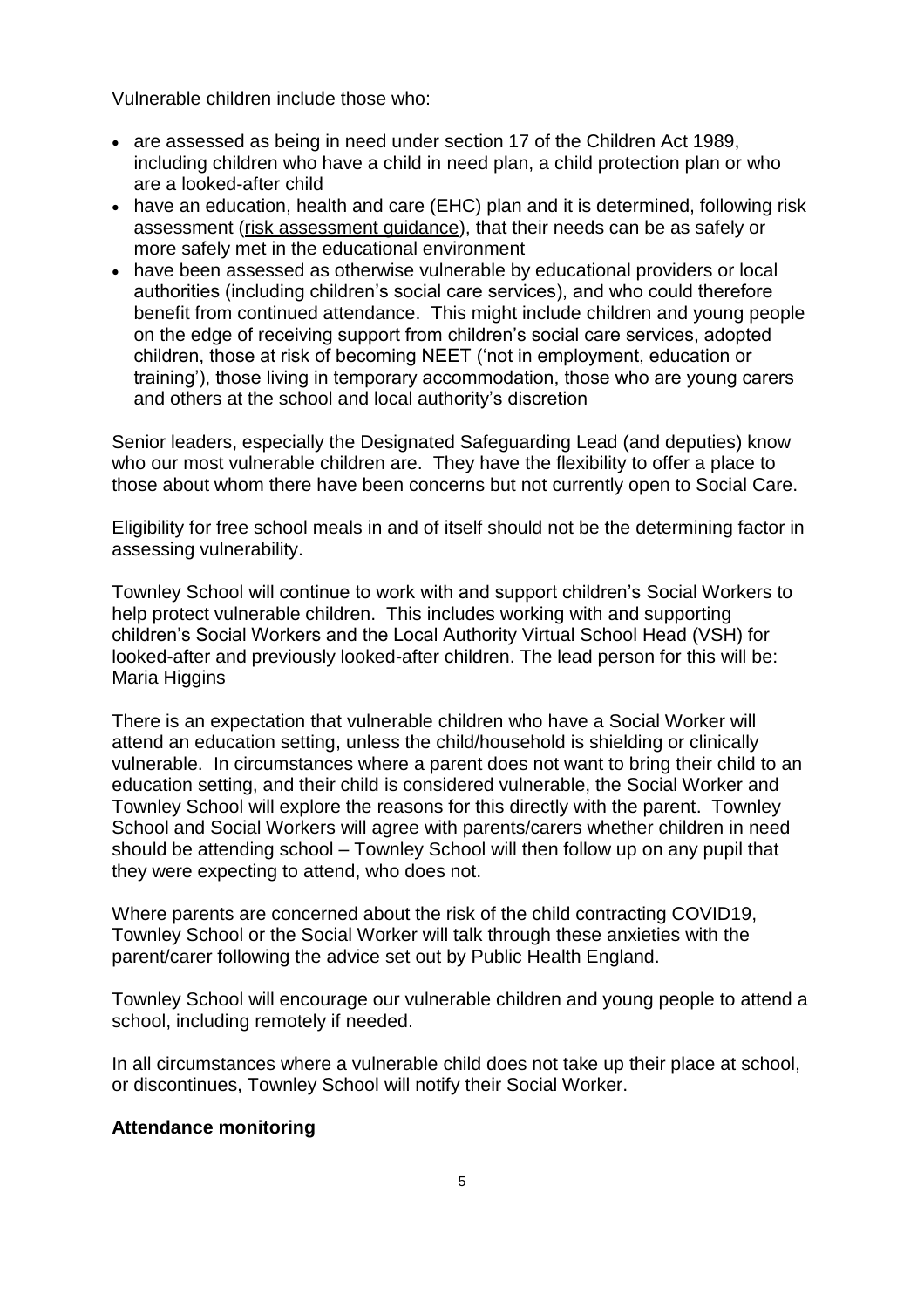Vulnerable children include those who:

- are assessed as being in need under section 17 of the Children Act 1989, including children who have a child in need plan, a child protection plan or who are a looked-after child
- have an education, health and care (EHC) plan and it is determined, following risk assessment (risk assessment guidance), that their needs can be as safely or more safely met in the educational environment
- have been assessed as otherwise vulnerable by educational providers or local authorities (including children's social care services), and who could therefore benefit from continued attendance. This might include children and young people on the edge of receiving support from children's social care services, adopted children, those at risk of becoming NEET ('not in employment, education or training'), those living in temporary accommodation, those who are young carers and others at the school and local authority's discretion

Senior leaders, especially the Designated Safeguarding Lead (and deputies) know who our most vulnerable children are. They have the flexibility to offer a place to those about whom there have been concerns but not currently open to Social Care.

Eligibility for free school meals in and of itself should not be the determining factor in assessing vulnerability.

Townley School will continue to work with and support children's Social Workers to help protect vulnerable children. This includes working with and supporting children's Social Workers and the Local Authority Virtual School Head (VSH) for looked-after and previously looked-after children. The lead person for this will be: Maria Higgins

There is an expectation that vulnerable children who have a Social Worker will attend an education setting, unless the child/household is shielding or clinically vulnerable. In circumstances where a parent does not want to bring their child to an education setting, and their child is considered vulnerable, the Social Worker and Townley School will explore the reasons for this directly with the parent. Townley School and Social Workers will agree with parents/carers whether children in need should be attending school – Townley School will then follow up on any pupil that they were expecting to attend, who does not.

Where parents are concerned about the risk of the child contracting COVID19, Townley School or the Social Worker will talk through these anxieties with the parent/carer following the advice set out by Public Health England.

Townley School will encourage our vulnerable children and young people to attend a school, including remotely if needed.

In all circumstances where a vulnerable child does not take up their place at school, or discontinues, Townley School will notify their Social Worker.

**Attendance monitoring**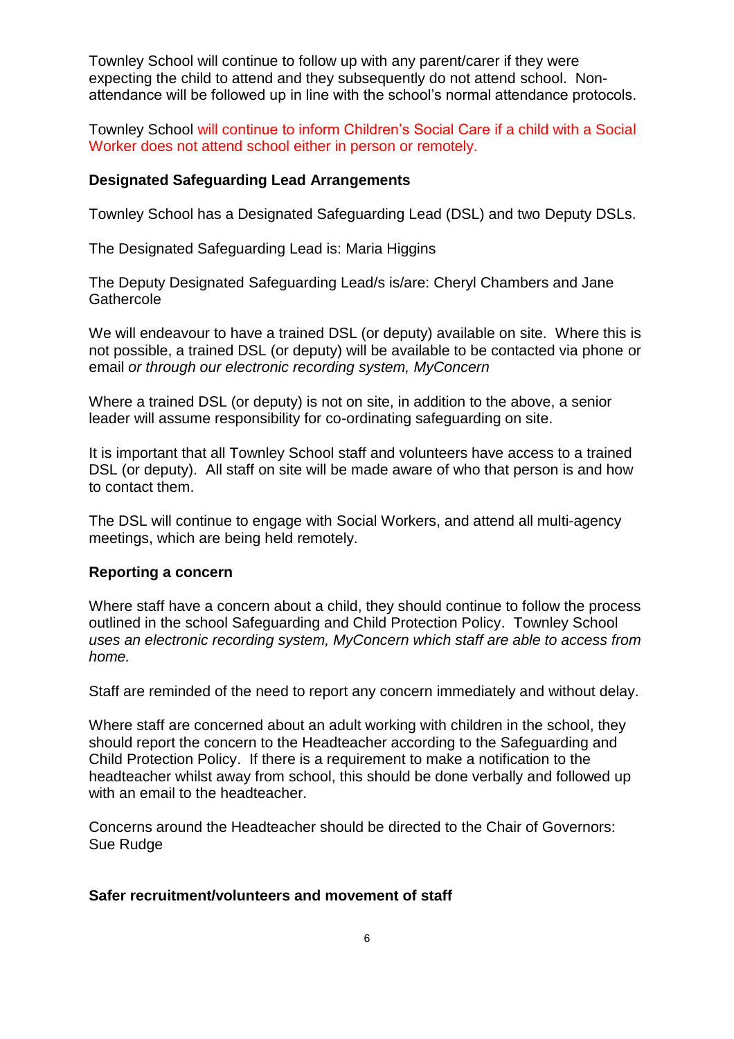Townley School will continue to follow up with any parent/carer if they were expecting the child to attend and they subsequently do not attend school. Non-attendance will be followed up in line with the school's normal attendance protocols.

Townley School will continue to inform Children's Social Care if a child with a Social Worker does not attend school either in person or remotely.

**Designated Safeguarding Lead Arrangements**

Townley School has a Designated Safeguarding Lead (DSL) and two Deputy DSLs.

The Designated Safeguarding Lead is: Maria Higgins

The Deputy Designated Safeguarding Lead/s is/are: Cheryl Chambers and Jane Gathercole

We will endeavour to have a trained DSL (or deputy) available on site. Where this is not possible, a trained DSL (or deputy) will be available to be contacted via phone or email *or through our electronic recording system, MyConcern*

Where a trained DSL (or deputy) is not on site, in addition to the above, a senior leader will assume responsibility for co-ordinating safeguarding on site.

It is important that all Townley School staff and volunteers have access to a trained DSL (or deputy). All staff on site will be made aware of who that person is and how to contact them.

The DSL will continue to engage with Social Workers, and attend all multi-agency meetings, which are being held remotely.

**Reporting a concern**

Where staff have a concern about a child, they should continue to follow the process outlined in the school Safeguarding and Child Protection Policy. Townley School *uses an electronic recording system, MyConcern which staff are able to access from home.*

Staff are reminded of the need to report any concern immediately and without delay.

Where staff are concerned about an adult working with children in the school, they should report the concern to the Headteacher according to the Safeguarding and Child Protection Policy. If there is a requirement to make a notification to the headteacher whilst away from school, this should be done verbally and followed up with an email to the headteacher.

Concerns around the Headteacher should be directed to the Chair of Governors: Sue Rudge

**Safer recruitment/volunteers and movement of staff**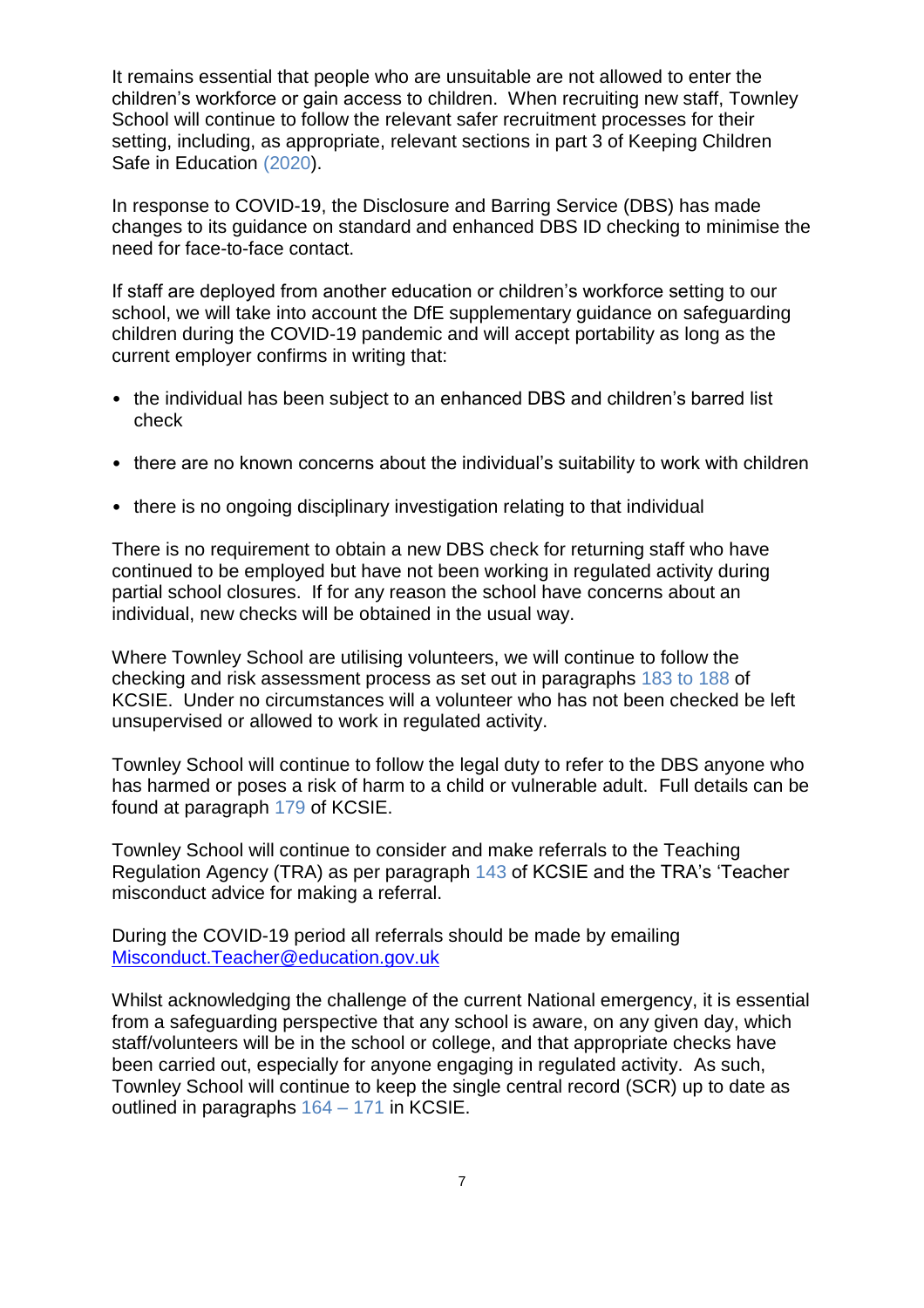It remains essential that people who are unsuitable are not allowed to enter the children's workforce or gain access to children. When recruiting new staff, Townley School will continue to follow the relevant safer recruitment processes for their setting, including, as appropriate, relevant sections in part 3 of Keeping Children Safe in Education (2020).

In response to COVID-19, the Disclosure and Barring Service (DBS) has made changes to its guidance on standard and enhanced DBS ID checking to minimise the need for face-to-face contact.

If staff are deployed from another education or children's workforce setting to our school, we will take into account the DfE supplementary guidance on safeguarding children during the COVID-19 pandemic and will accept portability as long as the current employer confirms in writing that:

- the individual has been subject to an enhanced DBS and children's barred list check
- there are no known concerns about the individual's suitability to work with children
- there is no ongoing disciplinary investigation relating to that individual

There is no requirement to obtain a new DBS check for returning staff who have continued to be employed but have not been working in regulated activity during partial school closures. If for any reason the school have concerns about an individual, new checks will be obtained in the usual way.

Where Townley School are utilising volunteers, we will continue to follow the checking and risk assessment process as set out in paragraphs 183 to 188 of KCSIE. Under no circumstances will a volunteer who has not been checked be left unsupervised or allowed to work in regulated activity.

Townley School will continue to follow the legal duty to refer to the DBS anyone who has harmed or poses a risk of harm to a child or vulnerable adult. Full details can be found at paragraph 179 of KCSIE.

Townley School will continue to consider and make referrals to the Teaching Regulation Agency (TRA) as per paragraph 143 of KCSIE and the TRA's 'Teacher misconduct advice for making a referral.

During the COVID-19 period all referrals should be made by emailing Misconduct.Teacher@education.gov.uk

Whilst acknowledging the challenge of the current National emergency, it is essential from a safeguarding perspective that any school is aware, on any given day, which staff/volunteers will be in the school or college, and that appropriate checks have been carried out, especially for anyone engaging in regulated activity. As such, Townley School will continue to keep the single central record (SCR) up to date as outlined in paragraphs 164 – 171 in KCSIE.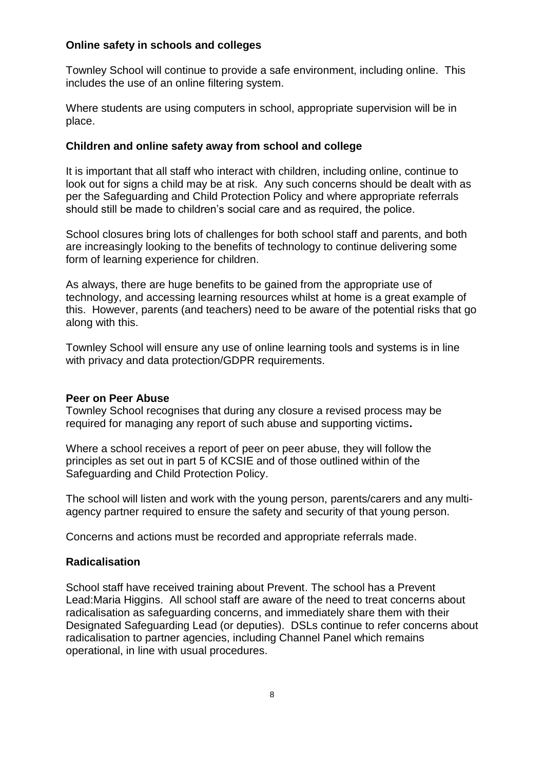### Online safety in schools and colleges

Townley School will continue to provide a safe environment, including online. This includes the use of an online filtering system.

Where students are using computers in school, appropriate supervision will be in place.

### Children and online safety away from school and college

It is important that all staff who interact with children, including online, continue to look out for signs a child may be at risk. Any such concerns should be dealt with as per the Safeguarding and Child Protection Policy and where appropriate referrals should still be made to children's social care and as required, the police.

School closures bring lots of challenges for both school staff and parents, and both are increasingly looking to the benefits of technology to continue delivering some form of learning experience for children.

As always, there are huge benefits to be gained from the appropriate use of technology, and accessing learning resources whilst at home is a great example of this. However, parents (and teachers) need to be aware of the potential risks that go along with this.

Townley School will ensure any use of online learning tools and systems is in line with privacy and data protection/GDPR requirements.

### Peer on Peer Abuse

Townley School recognises that during any closure a revised process may be required for managing any report of such abuse and supporting victims**.**

Where a school receives a report of peer on peer abuse, they will follow the principles as set out in part 5 of KCSIE and of those outlined within of the Safeguarding and Child Protection Policy.

The school will listen and work with the young person, parents/carers and any multi-agency partner required to ensure the safety and security of that young person.

Concerns and actions must be recorded and appropriate referrals made.

### Radicalisation

School staff have received training about Prevent. The school has a Prevent Lead:Maria Higgins. All school staff are aware of the need to treat concerns about radicalisation as safeguarding concerns, and immediately share them with their Designated Safeguarding Lead (or deputies). DSLs continue to refer concerns about radicalisation to partner agencies, including Channel Panel which remains operational, in line with usual procedures.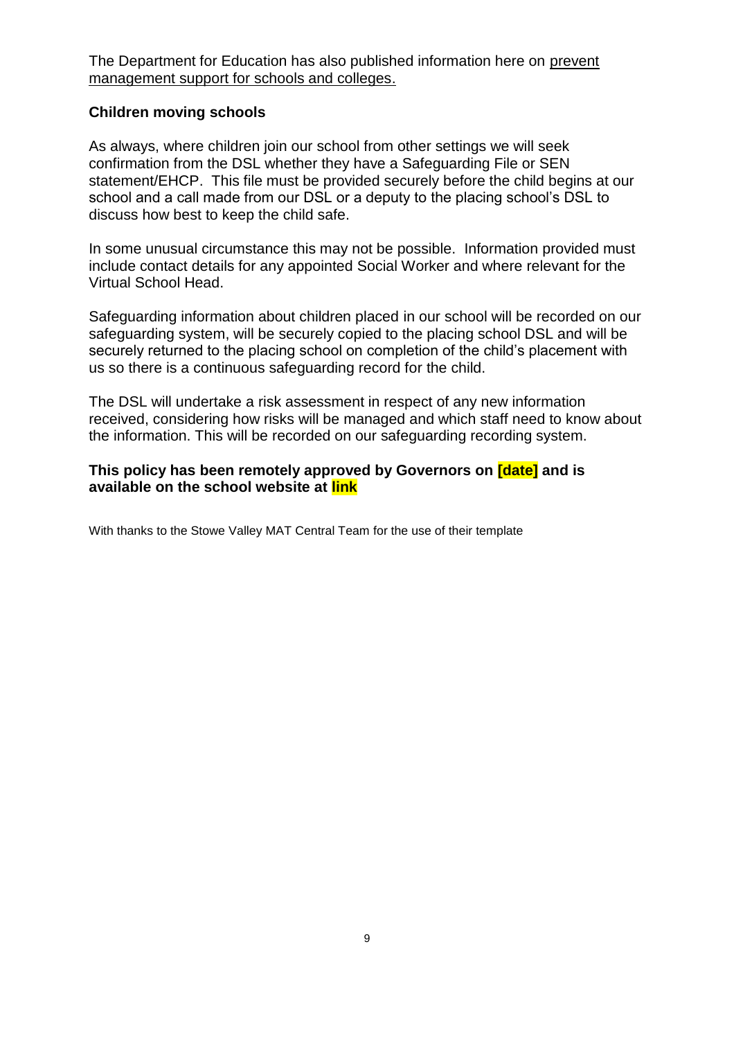The Department for Education has also published information here on prevent management support for schools and colleges.

### Children moving schools

As always, where children join our school from other settings we will seek confirmation from the DSL whether they have a Safeguarding File or SEN statement/EHCP. This file must be provided securely before the child begins at our school and a call made from our DSL or a deputy to the placing school's DSL to discuss how best to keep the child safe.

In some unusual circumstance this may not be possible. Information provided must include contact details for any appointed Social Worker and where relevant for the Virtual School Head.

Safeguarding information about children placed in our school will be recorded on our safeguarding system, will be securely copied to the placing school DSL and will be securely returned to the placing school on completion of the child's placement with us so there is a continuous safeguarding record for the child.

The DSL will undertake a risk assessment in respect of any new information received, considering how risks will be managed and which staff need to know about the information. This will be recorded on our safeguarding recording system.

**This policy has been remotely approved by Governors on [date] and is available on the school website at link**

With thanks to the Stowe Valley MAT Central Team for the use of their template